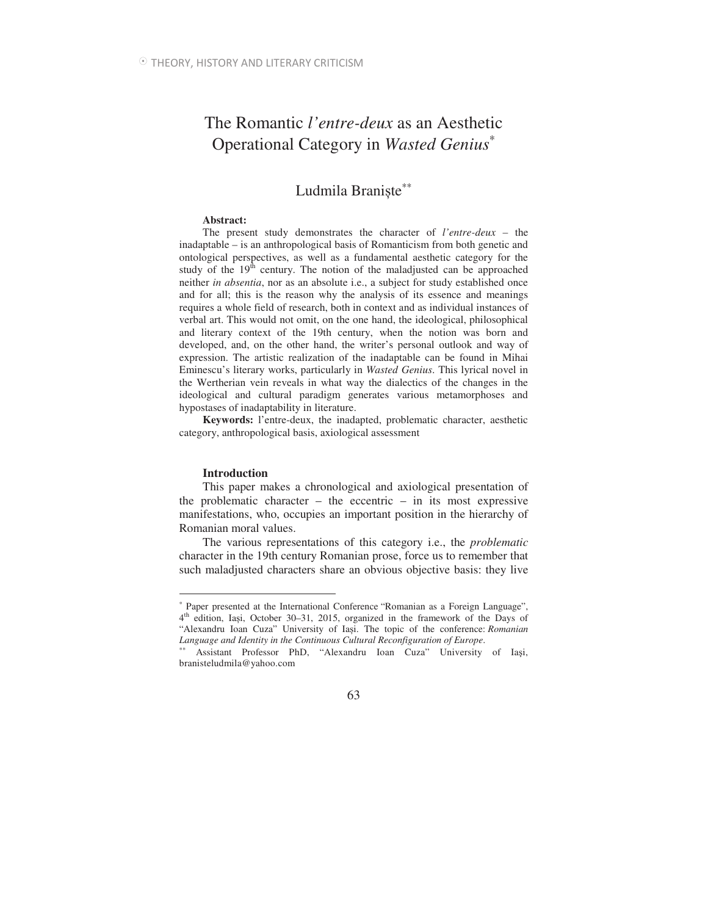# The Romantic *l'entre-deux* as an Aesthetic Operational Category in *Wasted Genius*[*]

Ludmila Braniște[**]

**Abstract:**

The present study demonstrates the character of *l'entre-deux* – the inadaptable – is an anthropological basis of Romanticism from both genetic and ontological perspectives, as well as a fundamental aesthetic category for the study of the 19th century. The notion of the maladjusted can be approached neither *in absentia*, nor as an absolute i.e., a subject for study established once and for all; this is the reason why the analysis of its essence and meanings requires a whole field of research, both in context and as individual instances of verbal art. This would not omit, on the one hand, the ideological, philosophical and literary context of the 19th century, when the notion was born and developed, and, on the other hand, the writer's personal outlook and way of expression. The artistic realization of the inadaptable can be found in Mihai Eminescu's literary works, particularly in *Wasted Genius*. This lyrical novel in the Wertherian vein reveals in what way the dialectics of the changes in the ideological and cultural paradigm generates various metamorphoses and hypostases of inadaptability in literature.

**Keywords:** l'entre-deux, the inadapted, problematic character, aesthetic category, anthropological basis, axiological assessment

## Introduction

This paper makes a chronological and axiological presentation of the problematic character – the eccentric – in its most expressive manifestations, who, occupies an important position in the hierarchy of Romanian moral values.

The various representations of this category i.e., the *problematic* character in the 19th century Romanian prose, force us to remember that such maladjusted characters share an obvious objective basis: they live

---

[*] Paper presented at the International Conference "Romanian as a Foreign Language", 4th edition, Iași, October 30–31, 2015, organized in the framework of the Days of "Alexandru Ioan Cuza" University of Iași. The topic of the conference: *Romanian Language and Identity in the Continuous Cultural Reconfiguration of Europe*.

[**] Assistant Professor PhD, "Alexandru Ioan Cuza" University of Iaşi, branisteludmila@yahoo.com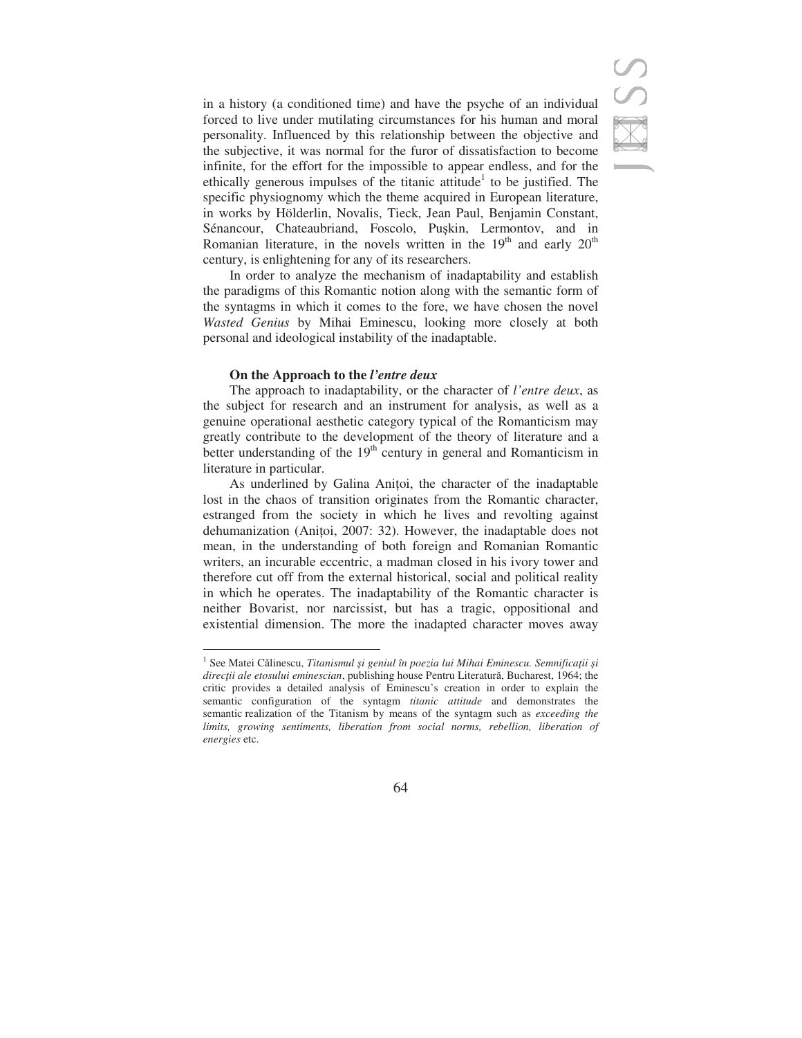in a history (a conditioned time) and have the psyche of an individual forced to live under mutilating circumstances for his human and moral personality. Influenced by this relationship between the objective and the subjective, it was normal for the furor of dissatisfaction to become infinite, for the effort for the impossible to appear endless, and for the ethically generous impulses of the titanic attitude[1] to be justified. The specific physiognomy which the theme acquired in European literature, in works by Hölderlin, Novalis, Tieck, Jean Paul, Benjamin Constant, Sénancour, Chateaubriand, Foscolo, Puşkin, Lermontov, and in Romanian literature, in the novels written in the 19th and early 20th century, is enlightening for any of its researchers.

In order to analyze the mechanism of inadaptability and establish the paradigms of this Romantic notion along with the semantic form of the syntagms in which it comes to the fore, we have chosen the novel *Wasted Genius* by Mihai Eminescu, looking more closely at both personal and ideological instability of the inadaptable.

## On the Approach to the *l'entre deux*

The approach to inadaptability, or the character of *l'entre deux*, as the subject for research and an instrument for analysis, as well as a genuine operational aesthetic category typical of the Romanticism may greatly contribute to the development of the theory of literature and a better understanding of the 19th century in general and Romanticism in literature in particular.

As underlined by Galina Aniţoi, the character of the inadaptable lost in the chaos of transition originates from the Romantic character, estranged from the society in which he lives and revolting against dehumanization (Aniţoi, 2007: 32). However, the inadaptable does not mean, in the understanding of both foreign and Romanian Romantic writers, an incurable eccentric, a madman closed in his ivory tower and therefore cut off from the external historical, social and political reality in which he operates. The inadaptability of the Romantic character is neither Bovarist, nor narcissist, but has a tragic, oppositional and existential dimension. The more the inadapted character moves away

---

[1] See Matei Călinescu, *Titanismul şi geniul în poezia lui Mihai Eminescu. Semnificaţii şi direcţii ale etosului eminescian*, publishing house Pentru Literatură, Bucharest, 1964; the critic provides a detailed analysis of Eminescu's creation in order to explain the semantic configuration of the syntagm *titanic attitude* and demonstrates the semantic realization of the Titanism by means of the syntagm such as *exceeding the limits, growing sentiments, liberation from social norms, rebellion, liberation of energies* etc.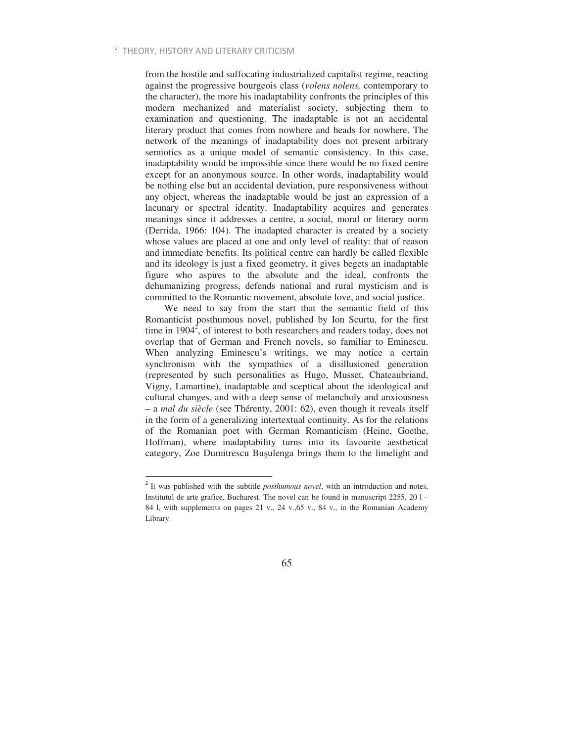from the hostile and suffocating industrialized capitalist regime, reacting against the progressive bourgeois class (*volens nolens,* contemporary to the character), the more his inadaptability confronts the principles of this modern mechanized and materialist society, subjecting them to examination and questioning. The inadaptable is not an accidental literary product that comes from nowhere and heads for nowhere. The network of the meanings of inadaptability does not present arbitrary semiotics as a unique model of semantic consistency. In this case, inadaptability would be impossible since there would be no fixed centre except for an anonymous source. In other words, inadaptability would be nothing else but an accidental deviation, pure responsiveness without any object, whereas the inadaptable would be just an expression of a lacunary or spectral identity. Inadaptability acquires and generates meanings since it addresses a centre, a social, moral or literary norm (Derrida, 1966: 104). The inadapted character is created by a society whose values are placed at one and only level of reality: that of reason and immediate benefits. Its political centre can hardly be called flexible and its ideology is just a fixed geometry, it gives begets an inadaptable figure who aspires to the absolute and the ideal, confronts the dehumanizing progress, defends national and rural mysticism and is committed to the Romantic movement, absolute love, and social justice.

We need to say from the start that the semantic field of this Romanticist posthumous novel, published by Ion Scurtu, for the first time in 1904[2], of interest to both researchers and readers today, does not overlap that of German and French novels, so familiar to Eminescu. When analyzing Eminescu's writings, we may notice a certain synchronism with the sympathies of a disillusioned generation (represented by such personalities as Hugo, Musset, Chateaubriand, Vigny, Lamartine), inadaptable and sceptical about the ideological and cultural changes, and with a deep sense of melancholy and anxiousness – a *mal du siècle* (see Thérenty, 2001: 62), even though it reveals itself in the form of a generalizing intertextual continuity. As for the relations of the Romanian poet with German Romanticism (Heine, Goethe, Hoffman), where inadaptability turns into its favourite aesthetical category, Zoe Dumitrescu Bușulenga brings them to the limelight and

---

[2] It was published with the subtitle *posthumous novel*, with an introduction and notes, Institutul de arte grafice, Bucharest. The novel can be found in manuscript 2255, 20 l – 84 l, with supplements on pages 21 v., 24 v.,65 v., 84 v., in the Romanian Academy Library.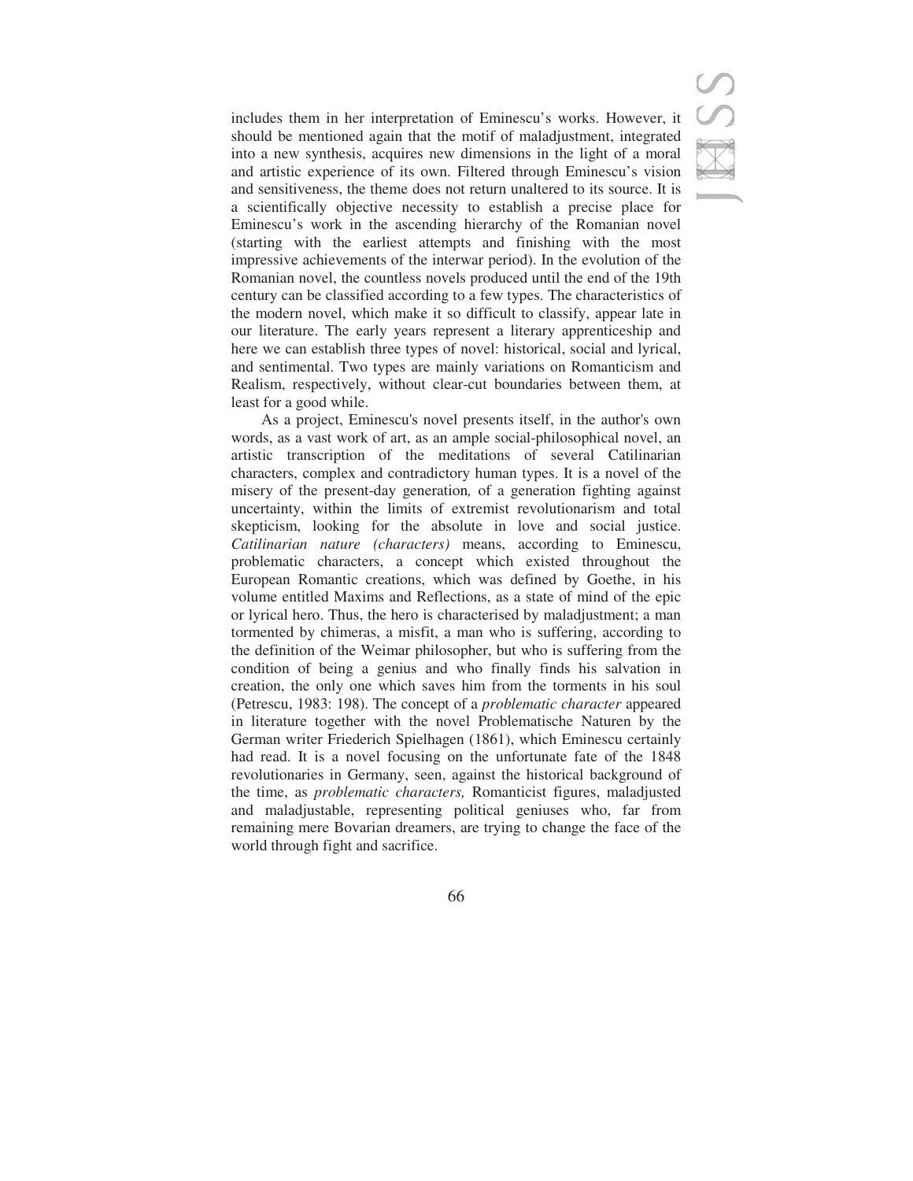includes them in her interpretation of Eminescu's works. However, it should be mentioned again that the motif of maladjustment, integrated into a new synthesis, acquires new dimensions in the light of a moral and artistic experience of its own. Filtered through Eminescu's vision and sensitiveness, the theme does not return unaltered to its source. It is a scientifically objective necessity to establish a precise place for Eminescu's work in the ascending hierarchy of the Romanian novel (starting with the earliest attempts and finishing with the most impressive achievements of the interwar period). In the evolution of the Romanian novel, the countless novels produced until the end of the 19th century can be classified according to a few types. The characteristics of the modern novel, which make it so difficult to classify, appear late in our literature. The early years represent a literary apprenticeship and here we can establish three types of novel: historical, social and lyrical, and sentimental. Two types are mainly variations on Romanticism and Realism, respectively, without clear-cut boundaries between them, at least for a good while.

As a project, Eminescu's novel presents itself, in the author's own words, as a vast work of art, as an ample social-philosophical novel, an artistic transcription of the meditations of several Catilinarian characters, complex and contradictory human types. It is a novel of the misery of the present-day generation*,* of a generation fighting against uncertainty, within the limits of extremist revolutionarism and total skepticism, looking for the absolute in love and social justice. *Catilinarian nature (characters)* means, according to Eminescu, problematic characters, a concept which existed throughout the European Romantic creations, which was defined by Goethe, in his volume entitled Maxims and Reflections, as a state of mind of the epic or lyrical hero. Thus, the hero is characterised by maladjustment; a man tormented by chimeras, a misfit, a man who is suffering, according to the definition of the Weimar philosopher, but who is suffering from the condition of being a genius and who finally finds his salvation in creation, the only one which saves him from the torments in his soul (Petrescu, 1983: 198). The concept of a *problematic character* appeared in literature together with the novel Problematische Naturen by the German writer Friederich Spielhagen (1861), which Eminescu certainly had read. It is a novel focusing on the unfortunate fate of the 1848 revolutionaries in Germany, seen, against the historical background of the time, as *problematic characters,* Romanticist figures, maladjusted and maladjustable, representing political geniuses who, far from remaining mere Bovarian dreamers, are trying to change the face of the world through fight and sacrifice.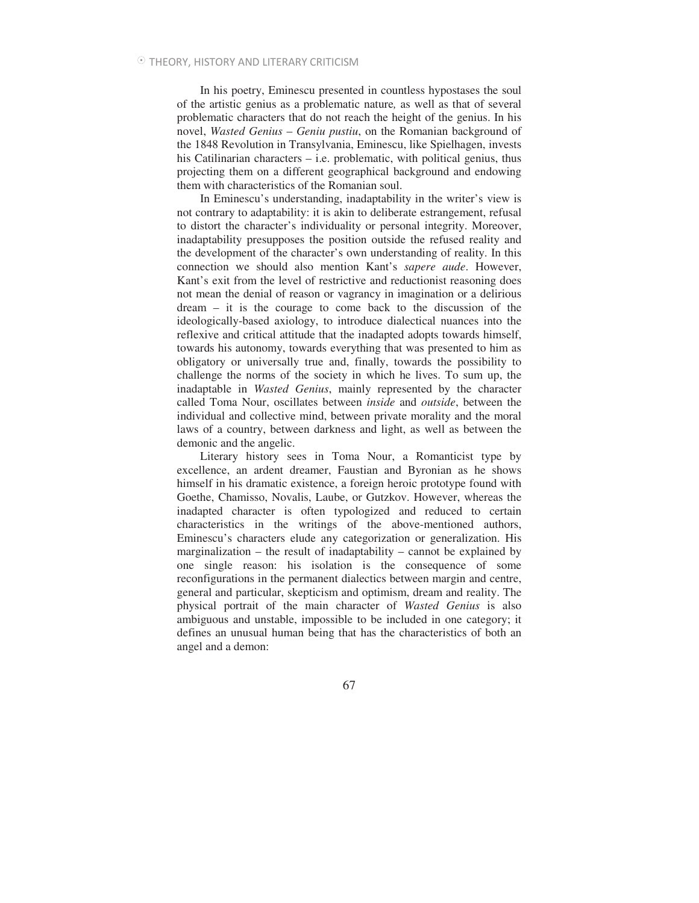In his poetry, Eminescu presented in countless hypostases the soul of the artistic genius as a problematic nature*,* as well as that of several problematic characters that do not reach the height of the genius. In his novel, *Wasted Genius – Geniu pustiu*, on the Romanian background of the 1848 Revolution in Transylvania, Eminescu, like Spielhagen, invests his Catilinarian characters – i.e. problematic, with political genius, thus projecting them on a different geographical background and endowing them with characteristics of the Romanian soul.

In Eminescu's understanding, inadaptability in the writer's view is not contrary to adaptability: it is akin to deliberate estrangement, refusal to distort the character's individuality or personal integrity. Moreover, inadaptability presupposes the position outside the refused reality and the development of the character's own understanding of reality. In this connection we should also mention Kant's *sapere aude*. However, Kant's exit from the level of restrictive and reductionist reasoning does not mean the denial of reason or vagrancy in imagination or a delirious dream – it is the courage to come back to the discussion of the ideologically-based axiology, to introduce dialectical nuances into the reflexive and critical attitude that the inadapted adopts towards himself, towards his autonomy, towards everything that was presented to him as obligatory or universally true and, finally, towards the possibility to challenge the norms of the society in which he lives. To sum up, the inadaptable in *Wasted Genius*, mainly represented by the character called Toma Nour, oscillates between *inside* and *outside*, between the individual and collective mind, between private morality and the moral laws of a country, between darkness and light, as well as between the demonic and the angelic.

Literary history sees in Toma Nour, a Romanticist type by excellence, an ardent dreamer, Faustian and Byronian as he shows himself in his dramatic existence, a foreign heroic prototype found with Goethe, Chamisso, Novalis, Laube, or Gutzkov. However, whereas the inadapted character is often typologized and reduced to certain characteristics in the writings of the above-mentioned authors, Eminescu's characters elude any categorization or generalization. His marginalization – the result of inadaptability – cannot be explained by one single reason: his isolation is the consequence of some reconfigurations in the permanent dialectics between margin and centre, general and particular, skepticism and optimism, dream and reality. The physical portrait of the main character of *Wasted Genius* is also ambiguous and unstable, impossible to be included in one category; it defines an unusual human being that has the characteristics of both an angel and a demon: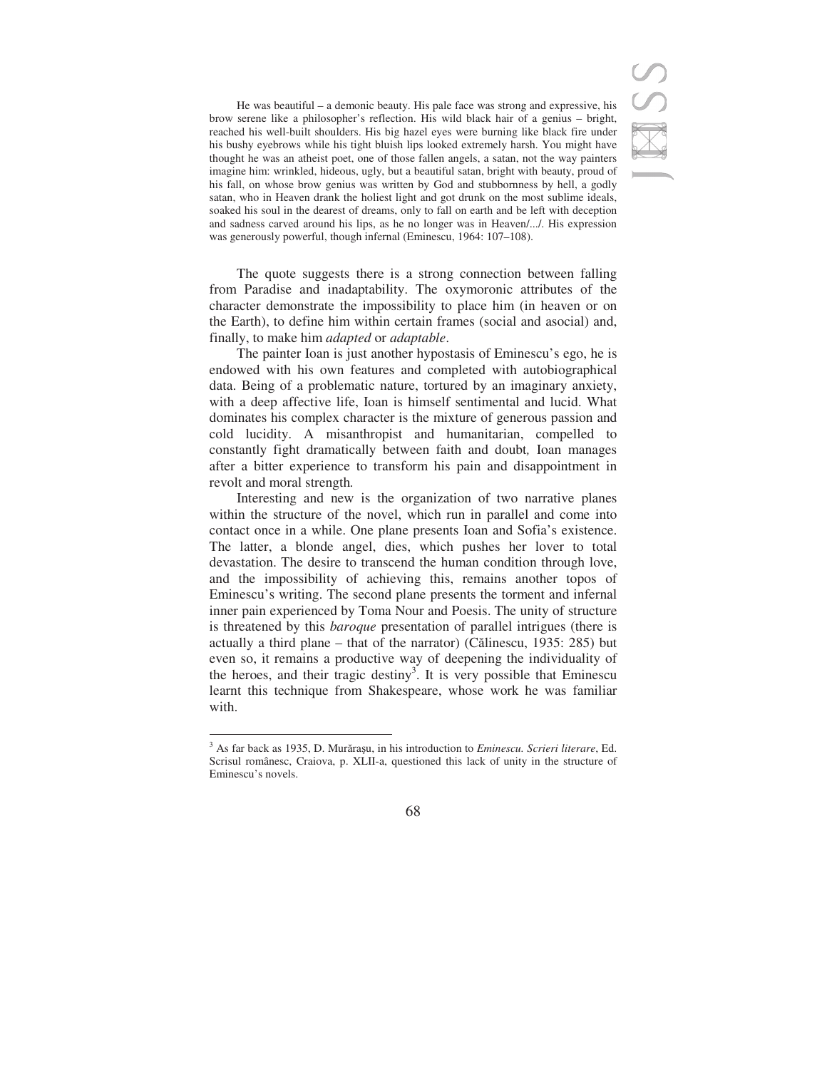> He was beautiful – a demonic beauty. His pale face was strong and expressive, his brow serene like a philosopher's reflection. His wild black hair of a genius – bright, reached his well-built shoulders. His big hazel eyes were burning like black fire under his bushy eyebrows while his tight bluish lips looked extremely harsh. You might have thought he was an atheist poet, one of those fallen angels, a satan, not the way painters imagine him: wrinkled, hideous, ugly, but a beautiful satan, bright with beauty, proud of his fall, on whose brow genius was written by God and stubbornness by hell, a godly satan, who in Heaven drank the holiest light and got drunk on the most sublime ideals, soaked his soul in the dearest of dreams, only to fall on earth and be left with deception and sadness carved around his lips, as he no longer was in Heaven/.../. His expression was generously powerful, though infernal (Eminescu, 1964: 107–108).

The quote suggests there is a strong connection between falling from Paradise and inadaptability. The oxymoronic attributes of the character demonstrate the impossibility to place him (in heaven or on the Earth), to define him within certain frames (social and asocial) and, finally, to make him *adapted* or *adaptable*.

The painter Ioan is just another hypostasis of Eminescu's ego, he is endowed with his own features and completed with autobiographical data. Being of a problematic nature, tortured by an imaginary anxiety, with a deep affective life, Ioan is himself sentimental and lucid. What dominates his complex character is the mixture of generous passion and cold lucidity. A misanthropist and humanitarian, compelled to constantly fight dramatically between faith and doubt*,* Ioan manages after a bitter experience to transform his pain and disappointment in revolt and moral strength*.*

Interesting and new is the organization of two narrative planes within the structure of the novel, which run in parallel and come into contact once in a while. One plane presents Ioan and Sofia's existence. The latter, a blonde angel, dies, which pushes her lover to total devastation. The desire to transcend the human condition through love, and the impossibility of achieving this, remains another topos of Eminescu's writing. The second plane presents the torment and infernal inner pain experienced by Toma Nour and Poesis. The unity of structure is threatened by this *baroque* presentation of parallel intrigues (there is actually a third plane – that of the narrator) (Călinescu, 1935: 285) but even so, it remains a productive way of deepening the individuality of the heroes, and their tragic destiny[3]. It is very possible that Eminescu learnt this technique from Shakespeare, whose work he was familiar with.

---

[3] As far back as 1935, D. Murăraşu, in his introduction to *Eminescu. Scrieri literare*, Ed. Scrisul românesc, Craiova, p. XLII-a, questioned this lack of unity in the structure of Eminescu's novels.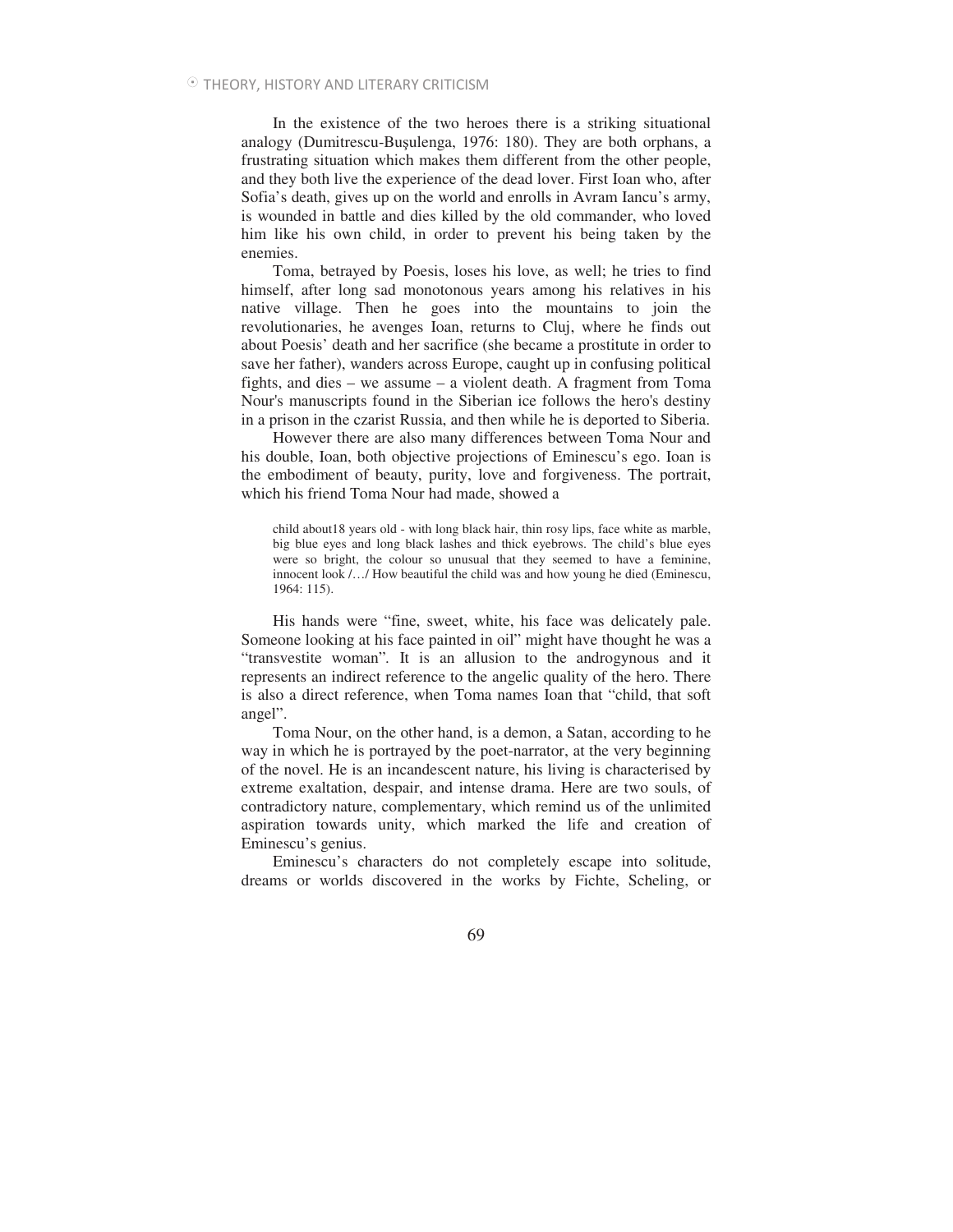In the existence of the two heroes there is a striking situational analogy (Dumitrescu-Buşulenga, 1976: 180). They are both orphans, a frustrating situation which makes them different from the other people, and they both live the experience of the dead lover. First Ioan who, after Sofia's death, gives up on the world and enrolls in Avram Iancu's army, is wounded in battle and dies killed by the old commander, who loved him like his own child, in order to prevent his being taken by the enemies.

Toma, betrayed by Poesis, loses his love, as well; he tries to find himself, after long sad monotonous years among his relatives in his native village. Then he goes into the mountains to join the revolutionaries, he avenges Ioan, returns to Cluj, where he finds out about Poesis' death and her sacrifice (she became a prostitute in order to save her father), wanders across Europe, caught up in confusing political fights, and dies – we assume – a violent death. A fragment from Toma Nour's manuscripts found in the Siberian ice follows the hero's destiny in a prison in the czarist Russia, and then while he is deported to Siberia.

However there are also many differences between Toma Nour and his double, Ioan, both objective projections of Eminescu's ego. Ioan is the embodiment of beauty, purity, love and forgiveness. The portrait, which his friend Toma Nour had made, showed a

> child about18 years old - with long black hair, thin rosy lips, face white as marble, big blue eyes and long black lashes and thick eyebrows. The child's blue eyes were so bright, the colour so unusual that they seemed to have a feminine, innocent look /…/ How beautiful the child was and how young he died (Eminescu, 1964: 115).

His hands were "fine, sweet, white, his face was delicately pale. Someone looking at his face painted in oil" might have thought he was a "transvestite woman". It is an allusion to the androgynous and it represents an indirect reference to the angelic quality of the hero. There is also a direct reference, when Toma names Ioan that "child, that soft angel".

Toma Nour, on the other hand, is a demon, a Satan, according to he way in which he is portrayed by the poet-narrator, at the very beginning of the novel. He is an incandescent nature, his living is characterised by extreme exaltation, despair, and intense drama. Here are two souls, of contradictory nature, complementary, which remind us of the unlimited aspiration towards unity, which marked the life and creation of Eminescu's genius.

Eminescu's characters do not completely escape into solitude, dreams or worlds discovered in the works by Fichte, Scheling, or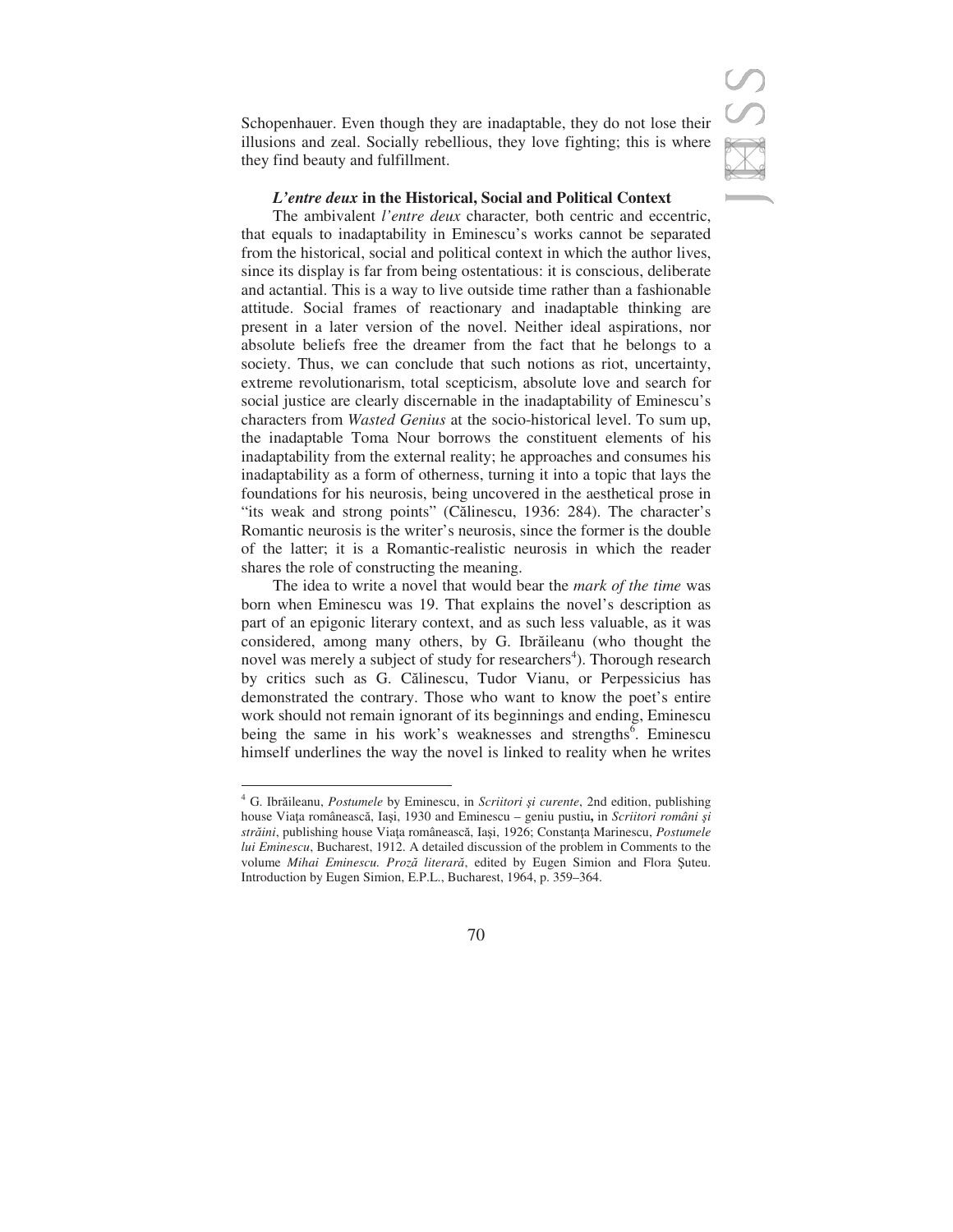Schopenhauer. Even though they are inadaptable, they do not lose their illusions and zeal. Socially rebellious, they love fighting; this is where they find beauty and fulfillment.

### *L'entre deux* in the Historical, Social and Political Context

The ambivalent *l'entre deux* character, both centric and eccentric, that equals to inadaptability in Eminescu's works cannot be separated from the historical, social and political context in which the author lives, since its display is far from being ostentatious: it is conscious, deliberate and actantial. This is a way to live outside time rather than a fashionable attitude. Social frames of reactionary and inadaptable thinking are present in a later version of the novel. Neither ideal aspirations, nor absolute beliefs free the dreamer from the fact that he belongs to a society. Thus, we can conclude that such notions as riot, uncertainty, extreme revolutionarism, total scepticism, absolute love and search for social justice are clearly discernable in the inadaptability of Eminescu's characters from *Wasted Genius* at the socio-historical level. To sum up, the inadaptable Toma Nour borrows the constituent elements of his inadaptability from the external reality; he approaches and consumes his inadaptability as a form of otherness, turning it into a topic that lays the foundations for his neurosis, being uncovered in the aesthetical prose in "its weak and strong points" (Călinescu, 1936: 284). The character's Romantic neurosis is the writer's neurosis, since the former is the double of the latter; it is a Romantic-realistic neurosis in which the reader shares the role of constructing the meaning.

The idea to write a novel that would bear the *mark of the time* was born when Eminescu was 19. That explains the novel's description as part of an epigonic literary context, and as such less valuable, as it was considered, among many others, by G. Ibrăileanu (who thought the novel was merely a subject of study for researchers[4]). Thorough research by critics such as G. Călinescu, Tudor Vianu, or Perpessicius has demonstrated the contrary. Those who want to know the poet's entire work should not remain ignorant of its beginnings and ending, Eminescu being the same in his work's weaknesses and strengths[6]. Eminescu himself underlines the way the novel is linked to reality when he writes

---

[4] G. Ibrăileanu, *Postumele* by Eminescu, in *Scriitori şi curente*, 2nd edition, publishing house Viaţa românească, Iaşi, 1930 and Eminescu – geniu pustiu, in *Scriitori români şi străini*, publishing house Viaţa românească, Iaşi, 1926; Constanţa Marinescu, *Postumele lui Eminescu*, Bucharest, 1912. A detailed discussion of the problem in Comments to the volume *Mihai Eminescu. Proză literară*, edited by Eugen Simion and Flora Şuteu. Introduction by Eugen Simion, E.P.L., Bucharest, 1964, p. 359–364.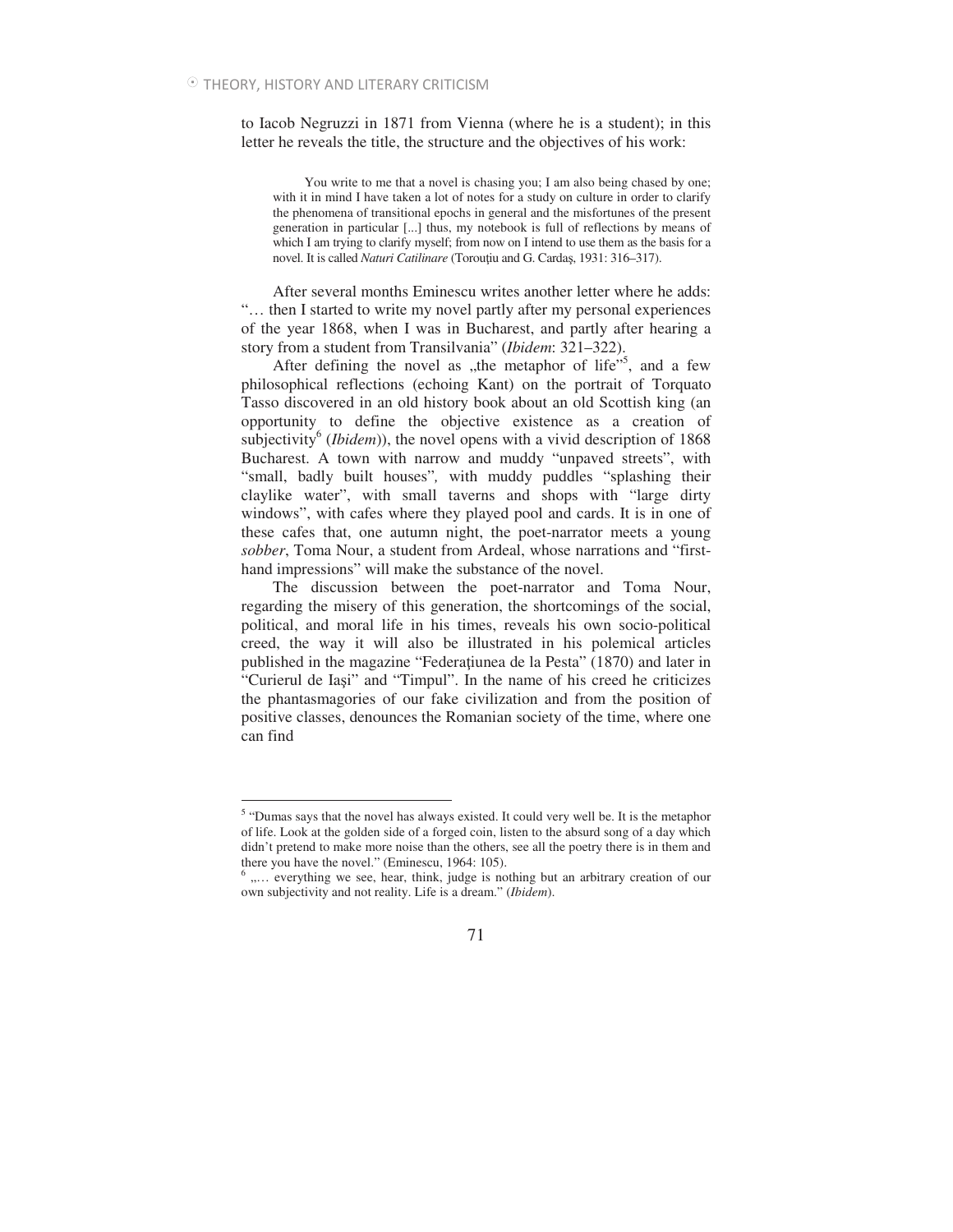to Iacob Negruzzi in 1871 from Vienna (where he is a student); in this letter he reveals the title, the structure and the objectives of his work:

> You write to me that a novel is chasing you; I am also being chased by one; with it in mind I have taken a lot of notes for a study on culture in order to clarify the phenomena of transitional epochs in general and the misfortunes of the present generation in particular [...] thus, my notebook is full of reflections by means of which I am trying to clarify myself; from now on I intend to use them as the basis for a novel. It is called *Naturi Catilinare* (Torouţiu and G. Cardaş, 1931: 316–317).

After several months Eminescu writes another letter where he adds: "… then I started to write my novel partly after my personal experiences of the year 1868, when I was in Bucharest, and partly after hearing a story from a student from Transilvania" (*Ibidem*: 321–322).

After defining the novel as „the metaphor of life"[5], and a few philosophical reflections (echoing Kant) on the portrait of Torquato Tasso discovered in an old history book about an old Scottish king (an opportunity to define the objective existence as a creation of subjectivity[6] (*Ibidem*)), the novel opens with a vivid description of 1868 Bucharest. A town with narrow and muddy "unpaved streets", with "small, badly built houses", with muddy puddles "splashing their claylike water", with small taverns and shops with "large dirty windows", with cafes where they played pool and cards. It is in one of these cafes that, one autumn night, the poet-narrator meets a young *sobber*, Toma Nour, a student from Ardeal, whose narrations and "first-hand impressions" will make the substance of the novel.

The discussion between the poet-narrator and Toma Nour, regarding the misery of this generation, the shortcomings of the social, political, and moral life in his times, reveals his own socio-political creed, the way it will also be illustrated in his polemical articles published in the magazine "Federaţiunea de la Pesta" (1870) and later in "Curierul de Iaşi" and "Timpul". In the name of his creed he criticizes the phantasmagories of our fake civilization and from the position of positive classes, denounces the Romanian society of the time, where one can find

---

[5] "Dumas says that the novel has always existed. It could very well be. It is the metaphor of life. Look at the golden side of a forged coin, listen to the absurd song of a day which didn't pretend to make more noise than the others, see all the poetry there is in them and there you have the novel." (Eminescu, 1964: 105).

[6] „… everything we see, hear, think, judge is nothing but an arbitrary creation of our own subjectivity and not reality. Life is a dream." (*Ibidem*).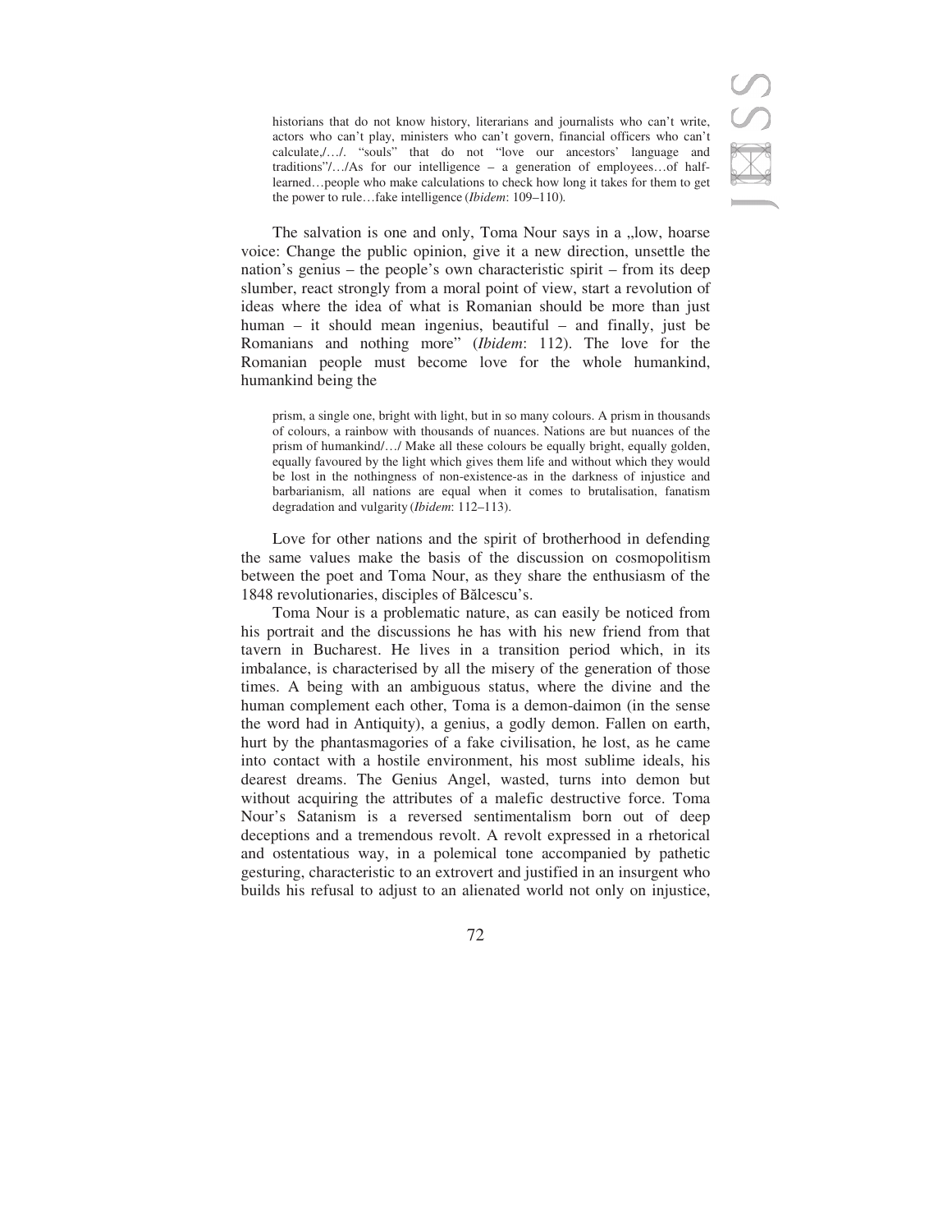> historians that do not know history, literarians and journalists who can't write, actors who can't play, ministers who can't govern, financial officers who can't calculate,/…/. "souls" that do not "love our ancestors' language and traditions"/…/As for our intelligence – a generation of employees…of half-learned…people who make calculations to check how long it takes for them to get the power to rule…fake intelligence (*Ibidem*: 109–110).

The salvation is one and only, Toma Nour says in a „low, hoarse voice: Change the public opinion, give it a new direction, unsettle the nation's genius – the people's own characteristic spirit – from its deep slumber, react strongly from a moral point of view, start a revolution of ideas where the idea of what is Romanian should be more than just human – it should mean ingenius, beautiful – and finally, just be Romanians and nothing more" (*Ibidem*: 112). The love for the Romanian people must become love for the whole humankind, humankind being the

> prism, a single one, bright with light, but in so many colours. A prism in thousands of colours, a rainbow with thousands of nuances. Nations are but nuances of the prism of humankind/…/ Make all these colours be equally bright, equally golden, equally favoured by the light which gives them life and without which they would be lost in the nothingness of non-existence-as in the darkness of injustice and barbarianism, all nations are equal when it comes to brutalisation, fanatism degradation and vulgarity (*Ibidem*: 112–113).

Love for other nations and the spirit of brotherhood in defending the same values make the basis of the discussion on cosmopolitism between the poet and Toma Nour, as they share the enthusiasm of the 1848 revolutionaries, disciples of Bălcescu's.

Toma Nour is a problematic nature, as can easily be noticed from his portrait and the discussions he has with his new friend from that tavern in Bucharest. He lives in a transition period which, in its imbalance, is characterised by all the misery of the generation of those times. A being with an ambiguous status, where the divine and the human complement each other, Toma is a demon-daimon (in the sense the word had in Antiquity), a genius, a godly demon. Fallen on earth, hurt by the phantasmagories of a fake civilisation, he lost, as he came into contact with a hostile environment, his most sublime ideals, his dearest dreams. The Genius Angel, wasted, turns into demon but without acquiring the attributes of a malefic destructive force. Toma Nour's Satanism is a reversed sentimentalism born out of deep deceptions and a tremendous revolt. A revolt expressed in a rhetorical and ostentatious way, in a polemical tone accompanied by pathetic gesturing, characteristic to an extrovert and justified in an insurgent who builds his refusal to adjust to an alienated world not only on injustice,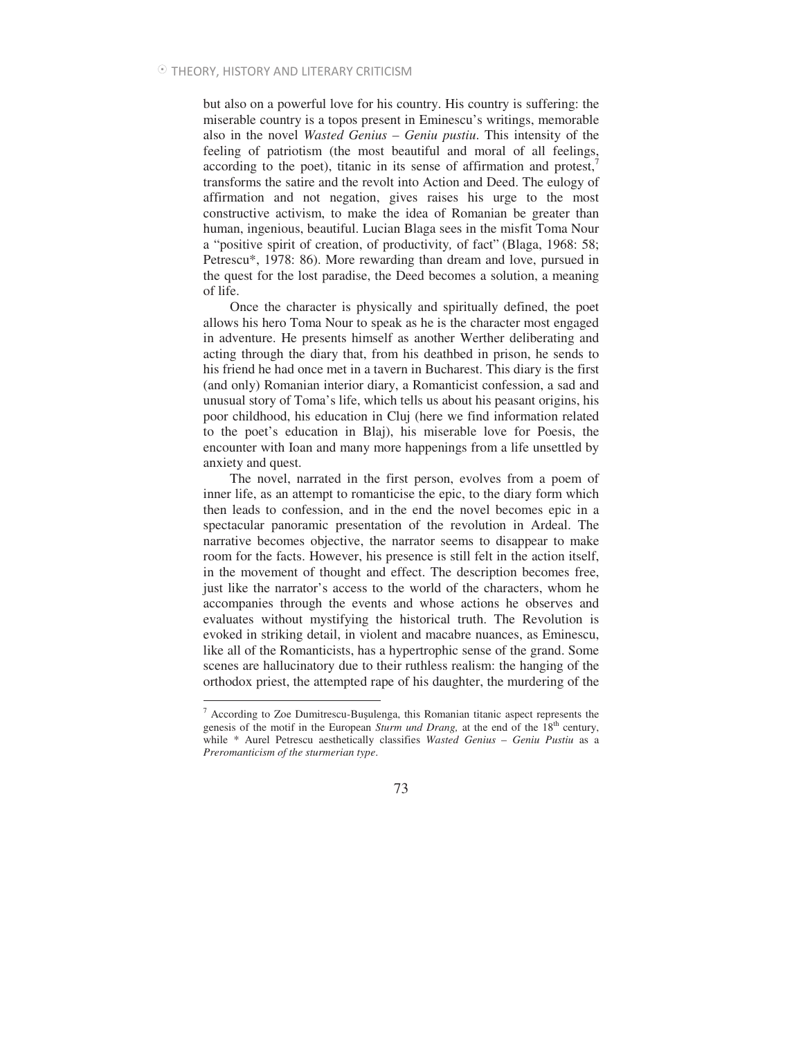but also on a powerful love for his country. His country is suffering: the miserable country is a topos present in Eminescu's writings, memorable also in the novel *Wasted Genius – Geniu pustiu*. This intensity of the feeling of patriotism (the most beautiful and moral of all feelings, according to the poet), titanic in its sense of affirmation and protest,[7] transforms the satire and the revolt into Action and Deed. The eulogy of affirmation and not negation, gives raises his urge to the most constructive activism, to make the idea of Romanian be greater than human, ingenious, beautiful. Lucian Blaga sees in the misfit Toma Nour a "positive spirit of creation, of productivity*,* of fact" (Blaga, 1968: 58; Petrescu*, 1978: 86). More rewarding than dream and love, pursued in the quest for the lost paradise, the Deed becomes a solution, a meaning of life.

Once the character is physically and spiritually defined, the poet allows his hero Toma Nour to speak as he is the character most engaged in adventure. He presents himself as another Werther deliberating and acting through the diary that, from his deathbed in prison, he sends to his friend he had once met in a tavern in Bucharest. This diary is the first (and only) Romanian interior diary, a Romanticist confession, a sad and unusual story of Toma's life, which tells us about his peasant origins, his poor childhood, his education in Cluj (here we find information related to the poet's education in Blaj), his miserable love for Poesis, the encounter with Ioan and many more happenings from a life unsettled by anxiety and quest.

The novel, narrated in the first person, evolves from a poem of inner life, as an attempt to romanticise the epic, to the diary form which then leads to confession, and in the end the novel becomes epic in a spectacular panoramic presentation of the revolution in Ardeal. The narrative becomes objective, the narrator seems to disappear to make room for the facts. However, his presence is still felt in the action itself, in the movement of thought and effect. The description becomes free, just like the narrator's access to the world of the characters, whom he accompanies through the events and whose actions he observes and evaluates without mystifying the historical truth. The Revolution is evoked in striking detail, in violent and macabre nuances, as Eminescu, like all of the Romanticists, has a hypertrophic sense of the grand. Some scenes are hallucinatory due to their ruthless realism: the hanging of the orthodox priest, the attempted rape of his daughter, the murdering of the

---

[7] According to Zoe Dumitrescu-Bușulenga, this Romanian titanic aspect represents the genesis of the motif in the European *Sturm und Drang,* at the end of the 18th century, while * Aurel Petrescu aesthetically classifies *Wasted Genius – Geniu Pustiu* as a *Preromanticism of the sturmerian type*.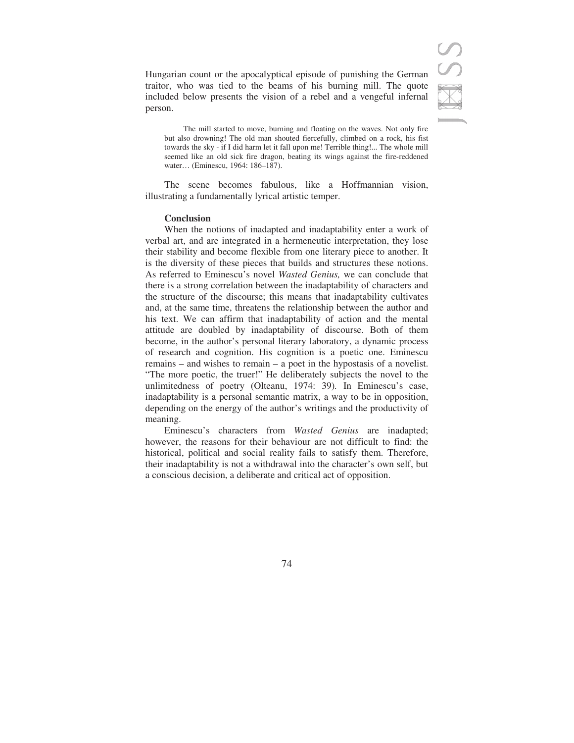Hungarian count or the apocalyptical episode of punishing the German traitor, who was tied to the beams of his burning mill. The quote included below presents the vision of a rebel and a vengeful infernal person.

> The mill started to move, burning and floating on the waves. Not only fire but also drowning! The old man shouted fiercefully, climbed on a rock, his fist towards the sky - if I did harm let it fall upon me! Terrible thing!... The whole mill seemed like an old sick fire dragon, beating its wings against the fire-reddened water… (Eminescu, 1964: 186–187).

The scene becomes fabulous, like a Hoffmannian vision, illustrating a fundamentally lyrical artistic temper.

### Conclusion

When the notions of inadapted and inadaptability enter a work of verbal art, and are integrated in a hermeneutic interpretation, they lose their stability and become flexible from one literary piece to another. It is the diversity of these pieces that builds and structures these notions. As referred to Eminescu's novel *Wasted Genius,* we can conclude that there is a strong correlation between the inadaptability of characters and the structure of the discourse; this means that inadaptability cultivates and, at the same time, threatens the relationship between the author and his text. We can affirm that inadaptability of action and the mental attitude are doubled by inadaptability of discourse. Both of them become, in the author's personal literary laboratory, a dynamic process of research and cognition. His cognition is a poetic one. Eminescu remains – and wishes to remain – a poet in the hypostasis of a novelist. "The more poetic, the truer!" He deliberately subjects the novel to the unlimitedness of poetry (Olteanu, 1974: 39). In Eminescu's case, inadaptability is a personal semantic matrix, a way to be in opposition, depending on the energy of the author's writings and the productivity of meaning.

Eminescu's characters from *Wasted Genius* are inadapted; however, the reasons for their behaviour are not difficult to find: the historical, political and social reality fails to satisfy them. Therefore, their inadaptability is not a withdrawal into the character's own self, but a conscious decision, a deliberate and critical act of opposition.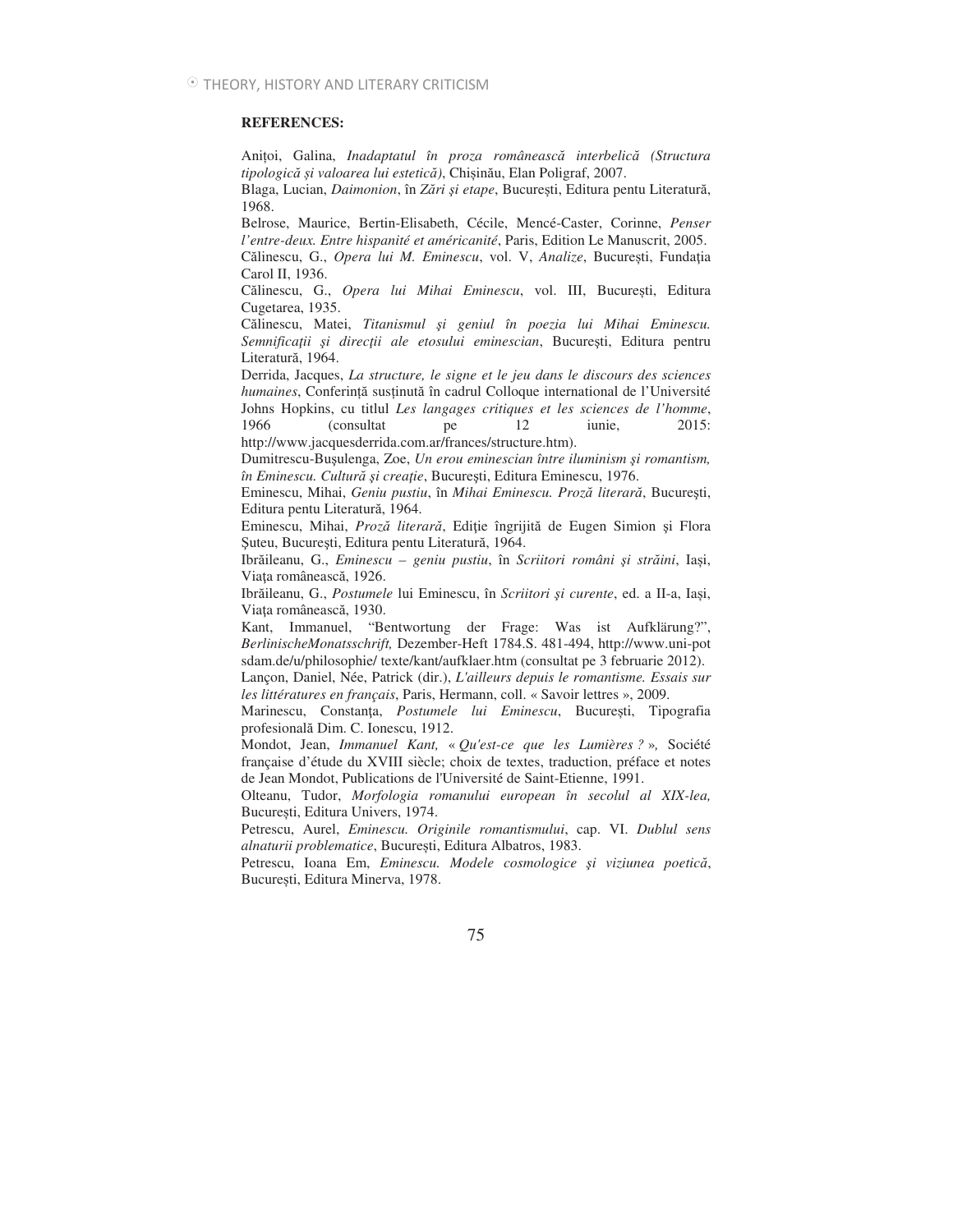**REFERENCES:**

Anițoi, Galina, *Inadaptatul în proza românească interbelică (Structura tipologică și valoarea lui estetică)*, Chișinău, Elan Poligraf, 2007.

Blaga, Lucian, *Daimonion*, în *Zări și etape*, București, Editura pentu Literatură, 1968.

Belrose, Maurice, Bertin-Elisabeth, Cécile, Mencé-Caster, Corinne, *Penser l'entre-deux. Entre hispanité et américanité*, Paris, Edition Le Manuscrit, 2005.

Călinescu, G., *Opera lui M. Eminescu*, vol. V, *Analize*, București, Fundația Carol II, 1936.

Călinescu, G., *Opera lui Mihai Eminescu*, vol. III, București, Editura Cugetarea, 1935.

Călinescu, Matei, *Titanismul şi geniul în poezia lui Mihai Eminescu. Semnificaţii şi direcţii ale etosului eminescian*, Bucureşti, Editura pentru Literatură, 1964.

Derrida, Jacques, *La structure, le signe et le jeu dans le discours des sciences humaines*, Conferință susținută în cadrul Colloque international de l'Université Johns Hopkins, cu titlul *Les langages critiques et les sciences de l'homme*, 1966 (consultat pe 12 iunie, 2015: http://www.jacquesderrida.com.ar/frances/structure.htm).

Dumitrescu-Buşulenga, Zoe, *Un erou eminescian între iluminism şi romantism, în Eminescu. Cultură şi creaţie*, Bucureşti, Editura Eminescu, 1976.

Eminescu, Mihai, *Geniu pustiu*, în *Mihai Eminescu. Proză literară*, București, Editura pentu Literatură, 1964.

Eminescu, Mihai, *Proză literară*, Ediţie îngrijită de Eugen Simion şi Flora Şuteu, Bucureşti, Editura pentru Literatură, 1964.

Ibrăileanu, G., *Eminescu – geniu pustiu*, în *Scriitori români și străini*, Iași, Viaţa românească, 1926.

Ibrăileanu, G., *Postumele* lui Eminescu, în *Scriitori și curente*, ed. a II-a, Iași, Viaţa românească, 1930.

Kant, Immanuel, "Bentwortung der Frage: Was ist Aufklärung?", *BerlinischeMonatsschrift,* Dezember-Heft 1784.S. 481-494, http://www.uni-potsdam.de/u/philosophie/ texte/kant/aufklaer.htm (consultat pe 3 februarie 2012).

Lançon, Daniel, Née, Patrick (dir.), *L'ailleurs depuis le romantisme. Essais sur les littératures en français*, Paris, Hermann, coll. « Savoir lettres », 2009.

Marinescu, Constanța, *Postumele lui Eminescu*, București, Tipografia profesională Dim. C. Ionescu, 1912.

Mondot, Jean, *Immanuel Kant, « Qu'est-ce que les Lumières ? »,* Société française d'étude du XVIII siècle; choix de textes, traduction, préface et notes de Jean Mondot, Publications de l'Université de Saint-Etienne, 1991.

Olteanu, Tudor, *Morfologia romanului european în secolul al XIX-lea,* București, Editura Univers, 1974.

Petrescu, Aurel, *Eminescu. Originile romantismului*, cap. VI. *Dublul sens alnaturii problematice*, București, Editura Albatros, 1983.

Petrescu, Ioana Em, *Eminescu. Modele cosmologice și viziunea poetică*, București, Editura Minerva, 1978.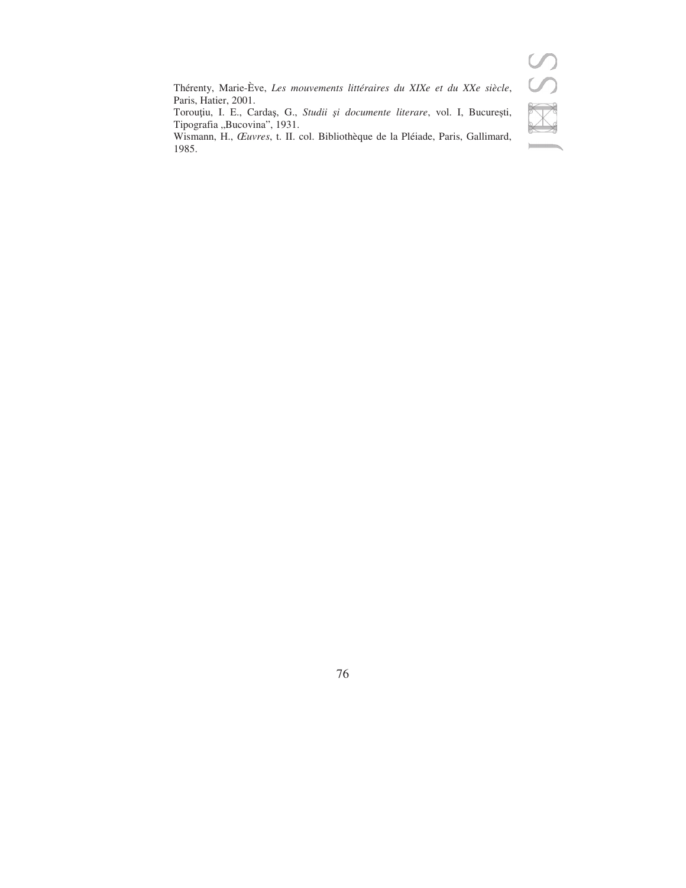Thérenty, Marie-Ève, *Les mouvements littéraires du XIXe et du XXe siècle*, Paris, Hatier, 2001.

Torouțiu, I. E., Cardaș, G., *Studii și documente literare*, vol. I, București, Tipografia „Bucovina", 1931.

Wismann, H., *Œuvres*, t. II. col. Bibliothèque de la Pléiade, Paris, Gallimard, 1985.